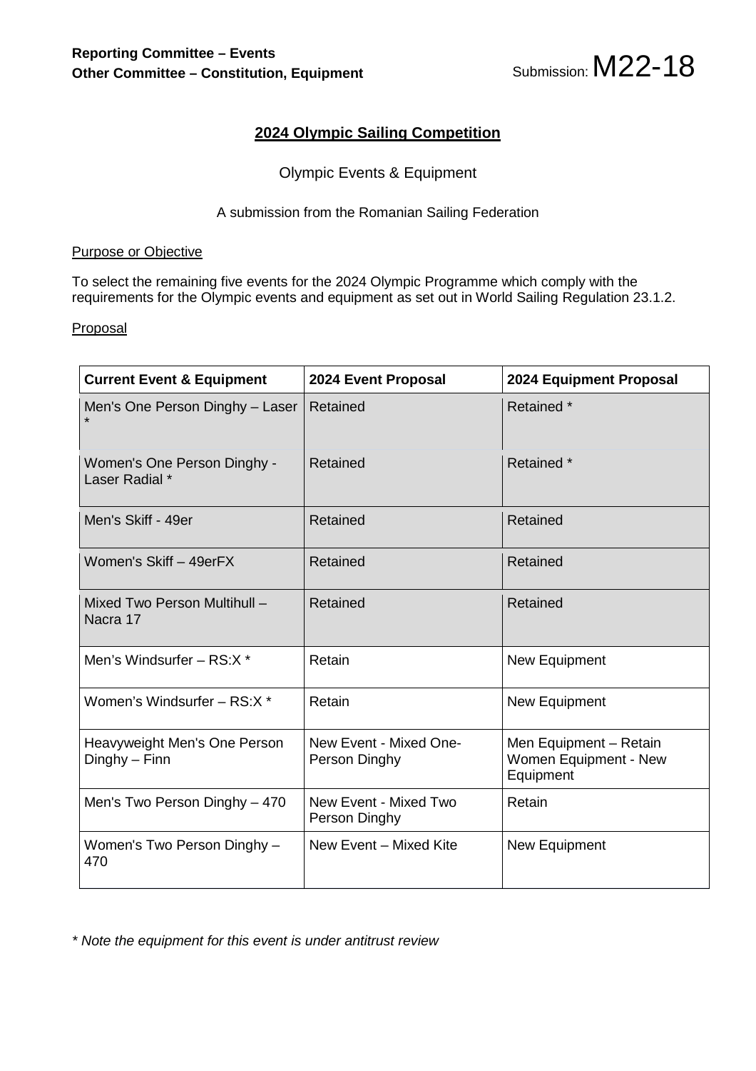**Reporting Committee – Events**
**Other Committee – Constitution, Equipment**

Submission: M22-18

## 2024 Olympic Sailing Competition

Olympic Events & Equipment

A submission from the Romanian Sailing Federation

Purpose or Objective

To select the remaining five events for the 2024 Olympic Programme which comply with the requirements for the Olympic events and equipment as set out in World Sailing Regulation 23.1.2.

Proposal

| Current Event & Equipment | 2024 Event Proposal | 2024 Equipment Proposal |
|---|---|---|
| Men's One Person Dinghy – Laser * | Retained | Retained * |
| Women's One Person Dinghy - Laser Radial * | Retained | Retained * |
| Men's Skiff - 49er | Retained | Retained |
| Women's Skiff – 49erFX | Retained | Retained |
| Mixed Two Person Multihull – Nacra 17 | Retained | Retained |
| Men's Windsurfer – RS:X * | Retain | New Equipment |
| Women's Windsurfer – RS:X * | Retain | New Equipment |
| Heavyweight Men's One Person Dinghy – Finn | New Event - Mixed One-Person Dinghy | Men Equipment – Retain Women Equipment - New Equipment |
| Men's Two Person Dinghy – 470 | New Event - Mixed Two Person Dinghy | Retain |
| Women's Two Person Dinghy – 470 | New Event – Mixed Kite | New Equipment |

*\* Note the equipment for this event is under antitrust review*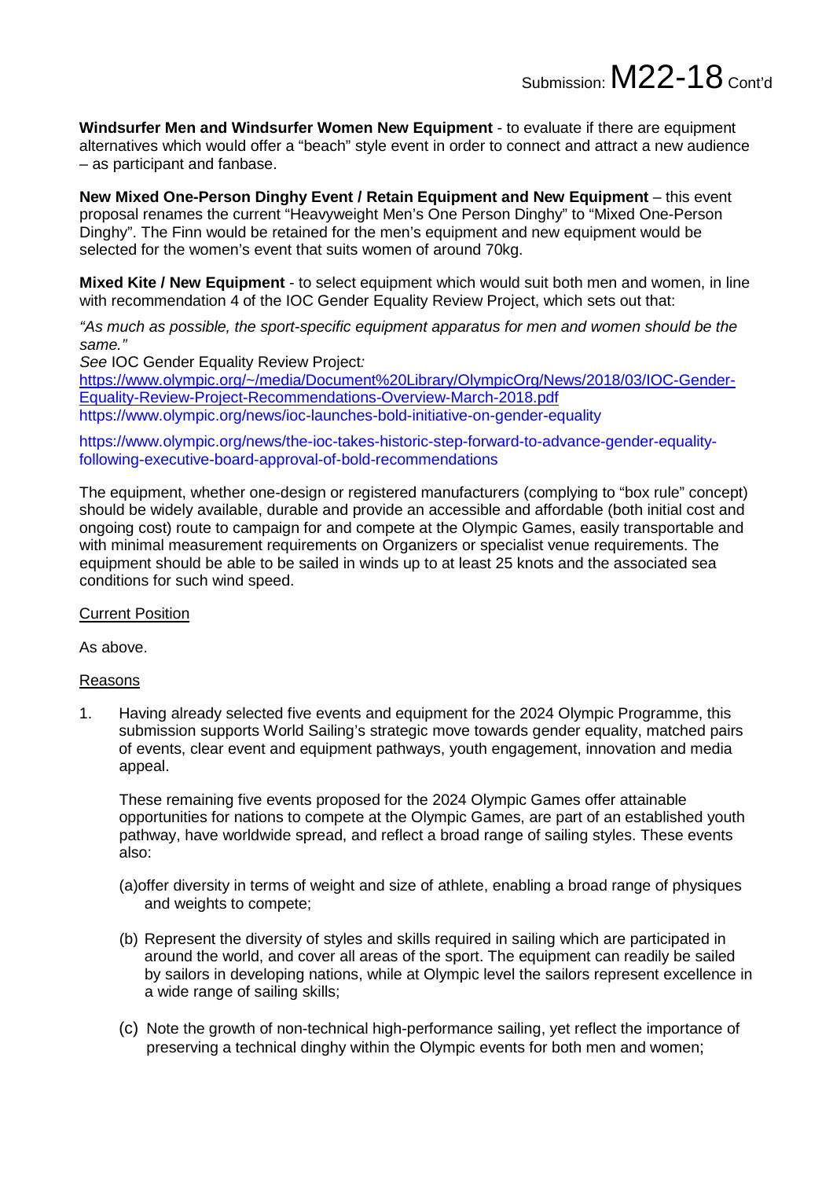**Windsurfer Men and Windsurfer Women New Equipment** - to evaluate if there are equipment alternatives which would offer a "beach" style event in order to connect and attract a new audience – as participant and fanbase.

**New Mixed One-Person Dinghy Event / Retain Equipment and New Equipment** – this event proposal renames the current "Heavyweight Men's One Person Dinghy" to "Mixed One-Person Dinghy". The Finn would be retained for the men's equipment and new equipment would be selected for the women's event that suits women of around 70kg.

**Mixed Kite / New Equipment** - to select equipment which would suit both men and women, in line with recommendation 4 of the IOC Gender Equality Review Project, which sets out that:

*"As much as possible, the sport-specific equipment apparatus for men and women should be the same."*

*See* IOC Gender Equality Review Project*:*
[https://www.olympic.org/~/media/Document%20Library/OlympicOrg/News/2018/03/IOC-Gender-Equality-Review-Project-Recommendations-Overview-March-2018.pdf](https://www.olympic.org/~/media/Document%20Library/OlympicOrg/News/2018/03/IOC-Gender-Equality-Review-Project-Recommendations-Overview-March-2018.pdf)
https://www.olympic.org/news/ioc-launches-bold-initiative-on-gender-equality

https://www.olympic.org/news/the-ioc-takes-historic-step-forward-to-advance-gender-equality-following-executive-board-approval-of-bold-recommendations

The equipment, whether one-design or registered manufacturers (complying to "box rule" concept) should be widely available, durable and provide an accessible and affordable (both initial cost and ongoing cost) route to campaign for and compete at the Olympic Games, easily transportable and with minimal measurement requirements on Organizers or specialist venue requirements. The equipment should be able to be sailed in winds up to at least 25 knots and the associated sea conditions for such wind speed.

Current Position

As above.

Reasons

1. Having already selected five events and equipment for the 2024 Olympic Programme, this submission supports World Sailing's strategic move towards gender equality, matched pairs of events, clear event and equipment pathways, youth engagement, innovation and media appeal.

   These remaining five events proposed for the 2024 Olympic Games offer attainable opportunities for nations to compete at the Olympic Games, are part of an established youth pathway, have worldwide spread, and reflect a broad range of sailing styles. These events also:

   (a) offer diversity in terms of weight and size of athlete, enabling a broad range of physiques and weights to compete;

   (b) Represent the diversity of styles and skills required in sailing which are participated in around the world, and cover all areas of the sport. The equipment can readily be sailed by sailors in developing nations, while at Olympic level the sailors represent excellence in a wide range of sailing skills;

   (c) Note the growth of non-technical high-performance sailing, yet reflect the importance of preserving a technical dinghy within the Olympic events for both men and women;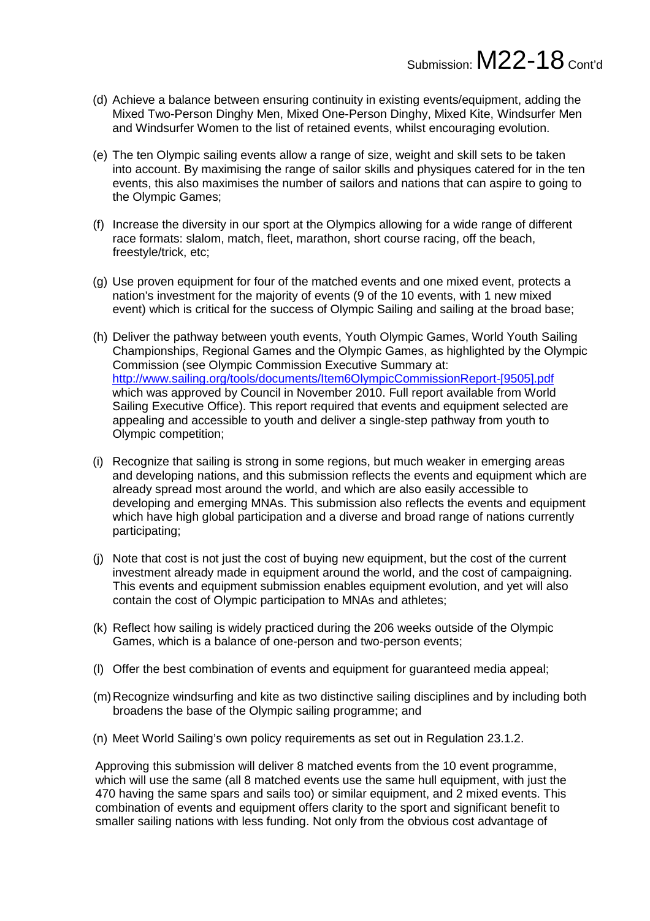(d) Achieve a balance between ensuring continuity in existing events/equipment, adding the Mixed Two-Person Dinghy Men, Mixed One-Person Dinghy, Mixed Kite, Windsurfer Men and Windsurfer Women to the list of retained events, whilst encouraging evolution.

(e) The ten Olympic sailing events allow a range of size, weight and skill sets to be taken into account. By maximising the range of sailor skills and physiques catered for in the ten events, this also maximises the number of sailors and nations that can aspire to going to the Olympic Games;

(f) Increase the diversity in our sport at the Olympics allowing for a wide range of different race formats: slalom, match, fleet, marathon, short course racing, off the beach, freestyle/trick, etc;

(g) Use proven equipment for four of the matched events and one mixed event, protects a nation's investment for the majority of events (9 of the 10 events, with 1 new mixed event) which is critical for the success of Olympic Sailing and sailing at the broad base;

(h) Deliver the pathway between youth events, Youth Olympic Games, World Youth Sailing Championships, Regional Games and the Olympic Games, as highlighted by the Olympic Commission (see Olympic Commission Executive Summary at: [http://www.sailing.org/tools/documents/Item6OlympicCommissionReport-[9505].pdf](http://www.sailing.org/tools/documents/Item6OlympicCommissionReport-[9505].pdf) which was approved by Council in November 2010. Full report available from World Sailing Executive Office). This report required that events and equipment selected are appealing and accessible to youth and deliver a single-step pathway from youth to Olympic competition;

(i) Recognize that sailing is strong in some regions, but much weaker in emerging areas and developing nations, and this submission reflects the events and equipment which are already spread most around the world, and which are also easily accessible to developing and emerging MNAs. This submission also reflects the events and equipment which have high global participation and a diverse and broad range of nations currently participating;

(j) Note that cost is not just the cost of buying new equipment, but the cost of the current investment already made in equipment around the world, and the cost of campaigning. This events and equipment submission enables equipment evolution, and yet will also contain the cost of Olympic participation to MNAs and athletes;

(k) Reflect how sailing is widely practiced during the 206 weeks outside of the Olympic Games, which is a balance of one-person and two-person events;

(l) Offer the best combination of events and equipment for guaranteed media appeal;

(m) Recognize windsurfing and kite as two distinctive sailing disciplines and by including both broadens the base of the Olympic sailing programme; and

(n) Meet World Sailing's own policy requirements as set out in Regulation 23.1.2.

Approving this submission will deliver 8 matched events from the 10 event programme, which will use the same (all 8 matched events use the same hull equipment, with just the 470 having the same spars and sails too) or similar equipment, and 2 mixed events. This combination of events and equipment offers clarity to the sport and significant benefit to smaller sailing nations with less funding. Not only from the obvious cost advantage of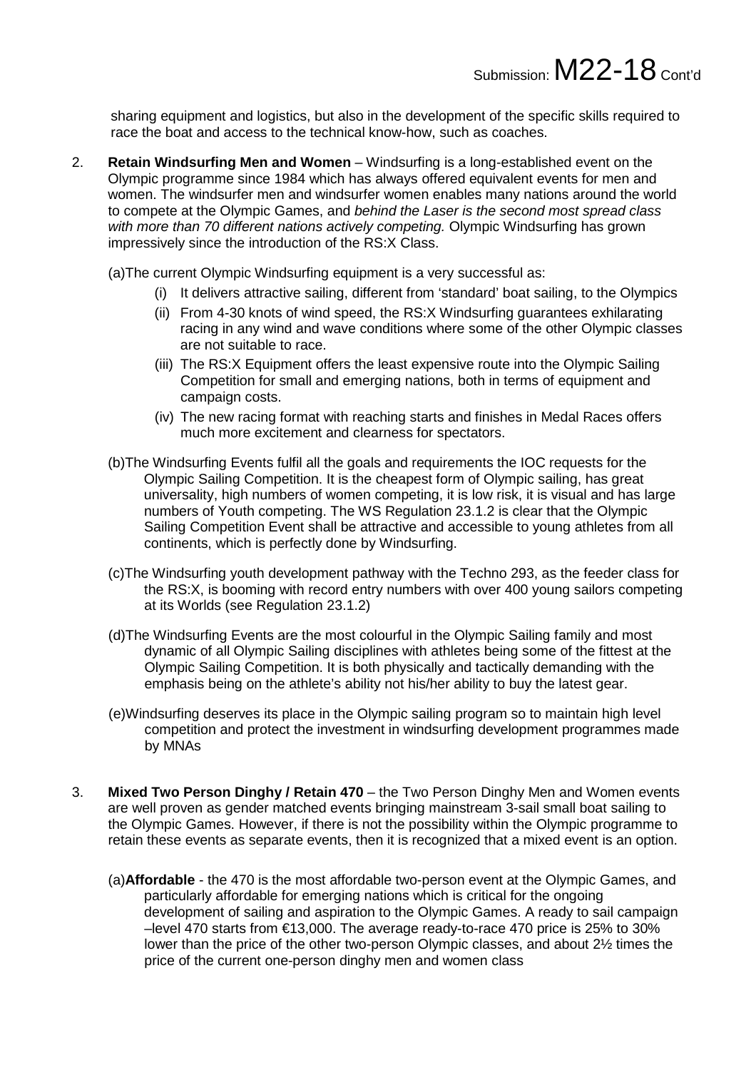sharing equipment and logistics, but also in the development of the specific skills required to race the boat and access to the technical know-how, such as coaches.

2. **Retain Windsurfing Men and Women** – Windsurfing is a long-established event on the Olympic programme since 1984 which has always offered equivalent events for men and women. The windsurfer men and windsurfer women enables many nations around the world to compete at the Olympic Games, and *behind the Laser is the second most spread class with more than 70 different nations actively competing.* Olympic Windsurfing has grown impressively since the introduction of the RS:X Class.

   (a) The current Olympic Windsurfing equipment is a very successful as:

   (i) It delivers attractive sailing, different from 'standard' boat sailing, to the Olympics
   
   (ii) From 4-30 knots of wind speed, the RS:X Windsurfing guarantees exhilarating racing in any wind and wave conditions where some of the other Olympic classes are not suitable to race.
   
   (iii) The RS:X Equipment offers the least expensive route into the Olympic Sailing Competition for small and emerging nations, both in terms of equipment and campaign costs.
   
   (iv) The new racing format with reaching starts and finishes in Medal Races offers much more excitement and clearness for spectators.

   (b) The Windsurfing Events fulfil all the goals and requirements the IOC requests for the Olympic Sailing Competition. It is the cheapest form of Olympic sailing, has great universality, high numbers of women competing, it is low risk, it is visual and has large numbers of Youth competing. The WS Regulation 23.1.2 is clear that the Olympic Sailing Competition Event shall be attractive and accessible to young athletes from all continents, which is perfectly done by Windsurfing.

   (c) The Windsurfing youth development pathway with the Techno 293, as the feeder class for the RS:X, is booming with record entry numbers with over 400 young sailors competing at its Worlds (see Regulation 23.1.2)

   (d) The Windsurfing Events are the most colourful in the Olympic Sailing family and most dynamic of all Olympic Sailing disciplines with athletes being some of the fittest at the Olympic Sailing Competition. It is both physically and tactically demanding with the emphasis being on the athlete's ability not his/her ability to buy the latest gear.

   (e) Windsurfing deserves its place in the Olympic sailing program so to maintain high level competition and protect the investment in windsurfing development programmes made by MNAs

3. **Mixed Two Person Dinghy / Retain 470** – the Two Person Dinghy Men and Women events are well proven as gender matched events bringing mainstream 3-sail small boat sailing to the Olympic Games. However, if there is not the possibility within the Olympic programme to retain these events as separate events, then it is recognized that a mixed event is an option.

   (a) **Affordable** - the 470 is the most affordable two-person event at the Olympic Games, and particularly affordable for emerging nations which is critical for the ongoing development of sailing and aspiration to the Olympic Games. A ready to sail campaign –level 470 starts from €13,000. The average ready-to-race 470 price is 25% to 30% lower than the price of the other two-person Olympic classes, and about 2½ times the price of the current one-person dinghy men and women class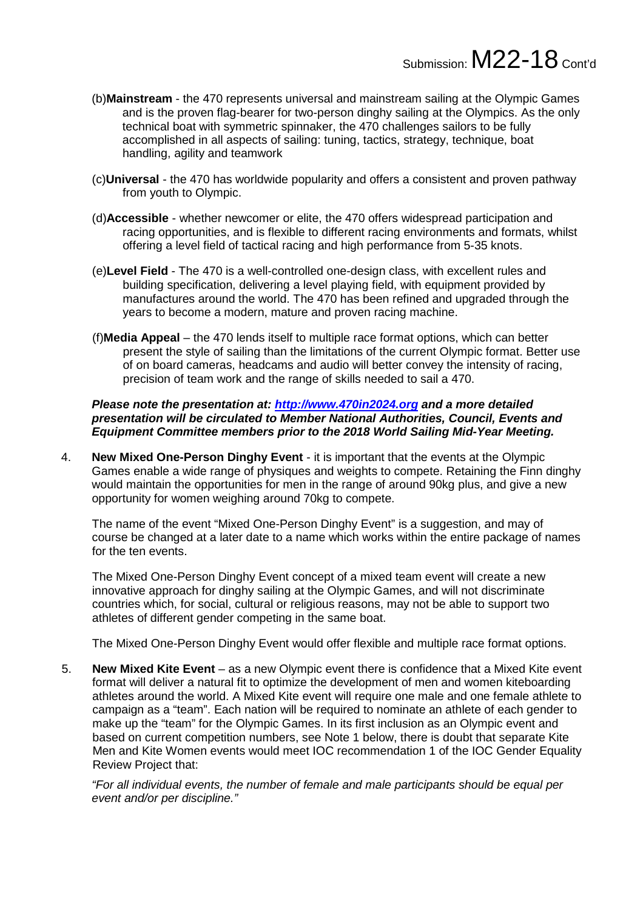(b) **Mainstream** - the 470 represents universal and mainstream sailing at the Olympic Games and is the proven flag-bearer for two-person dinghy sailing at the Olympics. As the only technical boat with symmetric spinnaker, the 470 challenges sailors to be fully accomplished in all aspects of sailing: tuning, tactics, strategy, technique, boat handling, agility and teamwork

(c) **Universal** - the 470 has worldwide popularity and offers a consistent and proven pathway from youth to Olympic.

(d) **Accessible** - whether newcomer or elite, the 470 offers widespread participation and racing opportunities, and is flexible to different racing environments and formats, whilst offering a level field of tactical racing and high performance from 5-35 knots.

(e) **Level Field** - The 470 is a well-controlled one-design class, with excellent rules and building specification, delivering a level playing field, with equipment provided by manufactures around the world. The 470 has been refined and upgraded through the years to become a modern, mature and proven racing machine.

(f) **Media Appeal** – the 470 lends itself to multiple race format options, which can better present the style of sailing than the limitations of the current Olympic format. Better use of on board cameras, headcams and audio will better convey the intensity of racing, precision of team work and the range of skills needed to sail a 470.

***Please note the presentation at: [http://www.470in2024.org](http://www.470in2024.org) and a more detailed presentation will be circulated to Member National Authorities, Council, Events and Equipment Committee members prior to the 2018 World Sailing Mid-Year Meeting.***

4. **New Mixed One-Person Dinghy Event** - it is important that the events at the Olympic Games enable a wide range of physiques and weights to compete. Retaining the Finn dinghy would maintain the opportunities for men in the range of around 90kg plus, and give a new opportunity for women weighing around 70kg to compete.

   The name of the event "Mixed One-Person Dinghy Event" is a suggestion, and may of course be changed at a later date to a name which works within the entire package of names for the ten events.

   The Mixed One-Person Dinghy Event concept of a mixed team event will create a new innovative approach for dinghy sailing at the Olympic Games, and will not discriminate countries which, for social, cultural or religious reasons, may not be able to support two athletes of different gender competing in the same boat.

   The Mixed One-Person Dinghy Event would offer flexible and multiple race format options.

5. **New Mixed Kite Event** – as a new Olympic event there is confidence that a Mixed Kite event format will deliver a natural fit to optimize the development of men and women kiteboarding athletes around the world. A Mixed Kite event will require one male and one female athlete to campaign as a "team". Each nation will be required to nominate an athlete of each gender to make up the "team" for the Olympic Games. In its first inclusion as an Olympic event and based on current competition numbers, see Note 1 below, there is doubt that separate Kite Men and Kite Women events would meet IOC recommendation 1 of the IOC Gender Equality Review Project that:

   *"For all individual events, the number of female and male participants should be equal per event and/or per discipline."*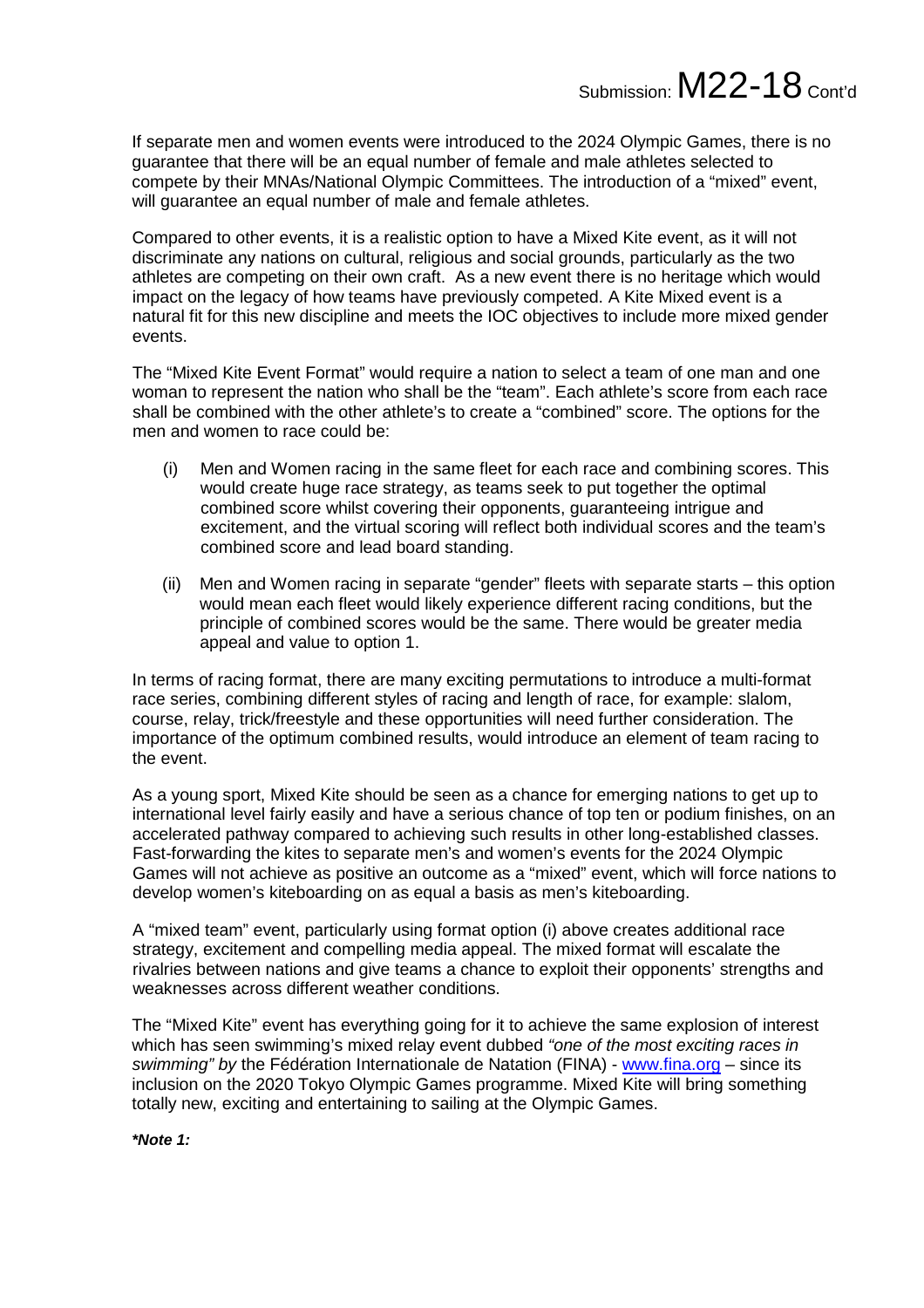If separate men and women events were introduced to the 2024 Olympic Games, there is no guarantee that there will be an equal number of female and male athletes selected to compete by their MNAs/National Olympic Committees. The introduction of a "mixed" event, will guarantee an equal number of male and female athletes.

Compared to other events, it is a realistic option to have a Mixed Kite event, as it will not discriminate any nations on cultural, religious and social grounds, particularly as the two athletes are competing on their own craft. As a new event there is no heritage which would impact on the legacy of how teams have previously competed. A Kite Mixed event is a natural fit for this new discipline and meets the IOC objectives to include more mixed gender events.

The "Mixed Kite Event Format" would require a nation to select a team of one man and one woman to represent the nation who shall be the "team". Each athlete's score from each race shall be combined with the other athlete's to create a "combined" score. The options for the men and women to race could be:

(i) Men and Women racing in the same fleet for each race and combining scores. This would create huge race strategy, as teams seek to put together the optimal combined score whilst covering their opponents, guaranteeing intrigue and excitement, and the virtual scoring will reflect both individual scores and the team's combined score and lead board standing.

(ii) Men and Women racing in separate "gender" fleets with separate starts – this option would mean each fleet would likely experience different racing conditions, but the principle of combined scores would be the same. There would be greater media appeal and value to option 1.

In terms of racing format, there are many exciting permutations to introduce a multi-format race series, combining different styles of racing and length of race, for example: slalom, course, relay, trick/freestyle and these opportunities will need further consideration. The importance of the optimum combined results, would introduce an element of team racing to the event.

As a young sport, Mixed Kite should be seen as a chance for emerging nations to get up to international level fairly easily and have a serious chance of top ten or podium finishes, on an accelerated pathway compared to achieving such results in other long-established classes. Fast-forwarding the kites to separate men's and women's events for the 2024 Olympic Games will not achieve as positive an outcome as a "mixed" event, which will force nations to develop women's kiteboarding on as equal a basis as men's kiteboarding.

A "mixed team" event, particularly using format option (i) above creates additional race strategy, excitement and compelling media appeal. The mixed format will escalate the rivalries between nations and give teams a chance to exploit their opponents' strengths and weaknesses across different weather conditions.

The "Mixed Kite" event has everything going for it to achieve the same explosion of interest which has seen swimming's mixed relay event dubbed *"one of the most exciting races in swimming" by* the Fédération Internationale de Natation (FINA) - www.fina.org – since its inclusion on the 2020 Tokyo Olympic Games programme. Mixed Kite will bring something totally new, exciting and entertaining to sailing at the Olympic Games.

***Note 1:***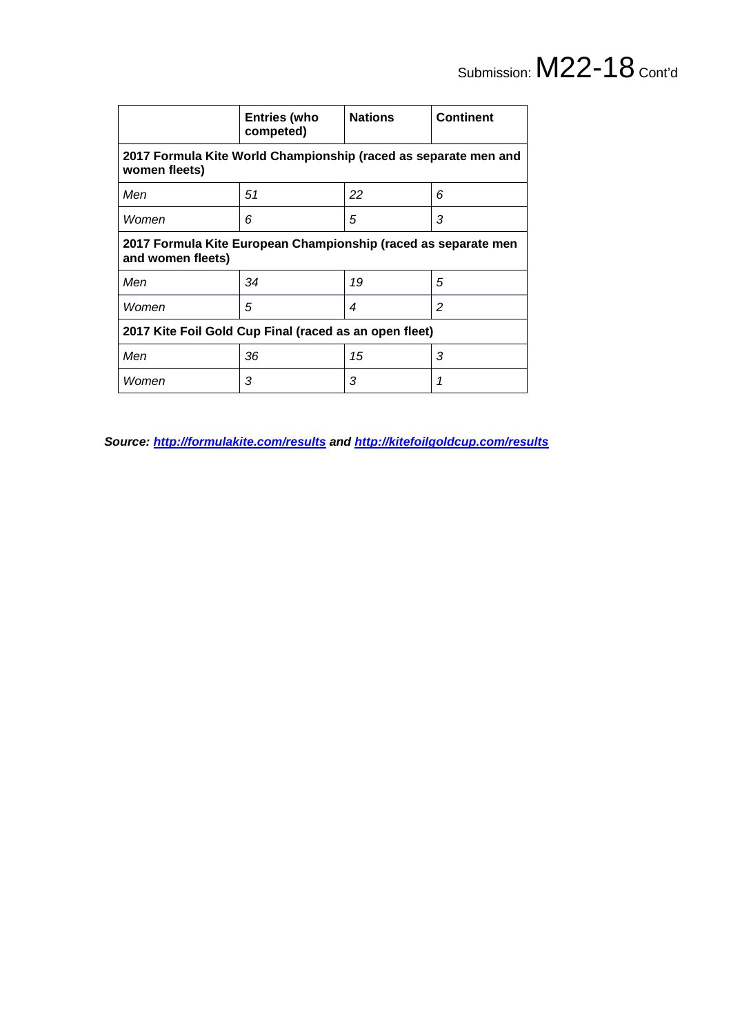| | Entries (who competed) | Nations | Continent |
|---|---|---|---|
| **2017 Formula Kite World Championship (raced as separate men and women fleets)** | | | |
| *Men* | *51* | *22* | *6* |
| *Women* | *6* | *5* | *3* |
| **2017 Formula Kite European Championship (raced as separate men and women fleets)** | | | |
| *Men* | *34* | *19* | *5* |
| *Women* | *5* | *4* | *2* |
| **2017 Kite Foil Gold Cup Final (raced as an open fleet)** | | | |
| *Men* | *36* | *15* | *3* |
| *Women* | *3* | *3* | *1* |

***Source: http://formulakite.com/results and http://kitefoilgoldcup.com/results***